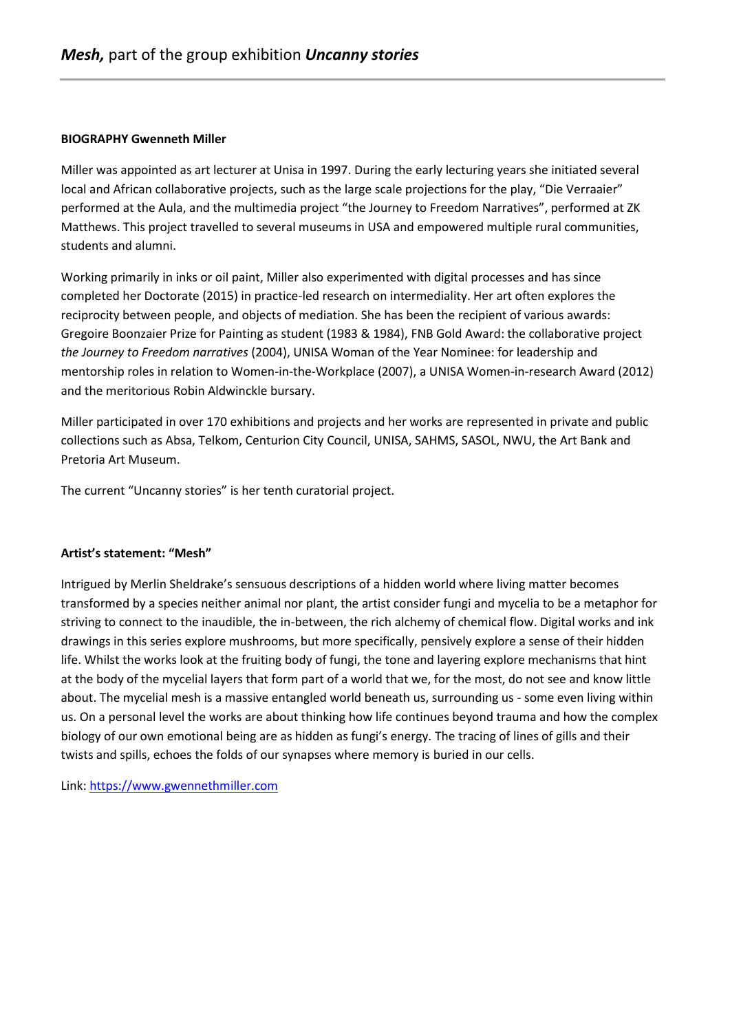# ***Mesh,*** part of the group exhibition ***Uncanny stories***

**BIOGRAPHY Gwenneth Miller**

Miller was appointed as art lecturer at Unisa in 1997. During the early lecturing years she initiated several local and African collaborative projects, such as the large scale projections for the play, "Die Verraaier" performed at the Aula, and the multimedia project "the Journey to Freedom Narratives", performed at ZK Matthews. This project travelled to several museums in USA and empowered multiple rural communities, students and alumni.

Working primarily in inks or oil paint, Miller also experimented with digital processes and has since completed her Doctorate (2015) in practice-led research on intermediality. Her art often explores the reciprocity between people, and objects of mediation. She has been the recipient of various awards: Gregoire Boonzaier Prize for Painting as student (1983 & 1984), FNB Gold Award: the collaborative project *the Journey to Freedom narratives* (2004), UNISA Woman of the Year Nominee: for leadership and mentorship roles in relation to Women-in-the-Workplace (2007), a UNISA Women-in-research Award (2012) and the meritorious Robin Aldwinckle bursary.

Miller participated in over 170 exhibitions and projects and her works are represented in private and public collections such as Absa, Telkom, Centurion City Council, UNISA, SAHMS, SASOL, NWU, the Art Bank and Pretoria Art Museum.

The current "Uncanny stories" is her tenth curatorial project.

**Artist's statement: "Mesh"**

Intrigued by Merlin Sheldrake's sensuous descriptions of a hidden world where living matter becomes transformed by a species neither animal nor plant, the artist consider fungi and mycelia to be a metaphor for striving to connect to the inaudible, the in-between, the rich alchemy of chemical flow. Digital works and ink drawings in this series explore mushrooms, but more specifically, pensively explore a sense of their hidden life. Whilst the works look at the fruiting body of fungi, the tone and layering explore mechanisms that hint at the body of the mycelial layers that form part of a world that we, for the most, do not see and know little about. The mycelial mesh is a massive entangled world beneath us, surrounding us - some even living within us. On a personal level the works are about thinking how life continues beyond trauma and how the complex biology of our own emotional being are as hidden as fungi's energy. The tracing of lines of gills and their twists and spills, echoes the folds of our synapses where memory is buried in our cells.

Link: [https://www.gwennethmiller.com](https://www.gwennethmiller.com)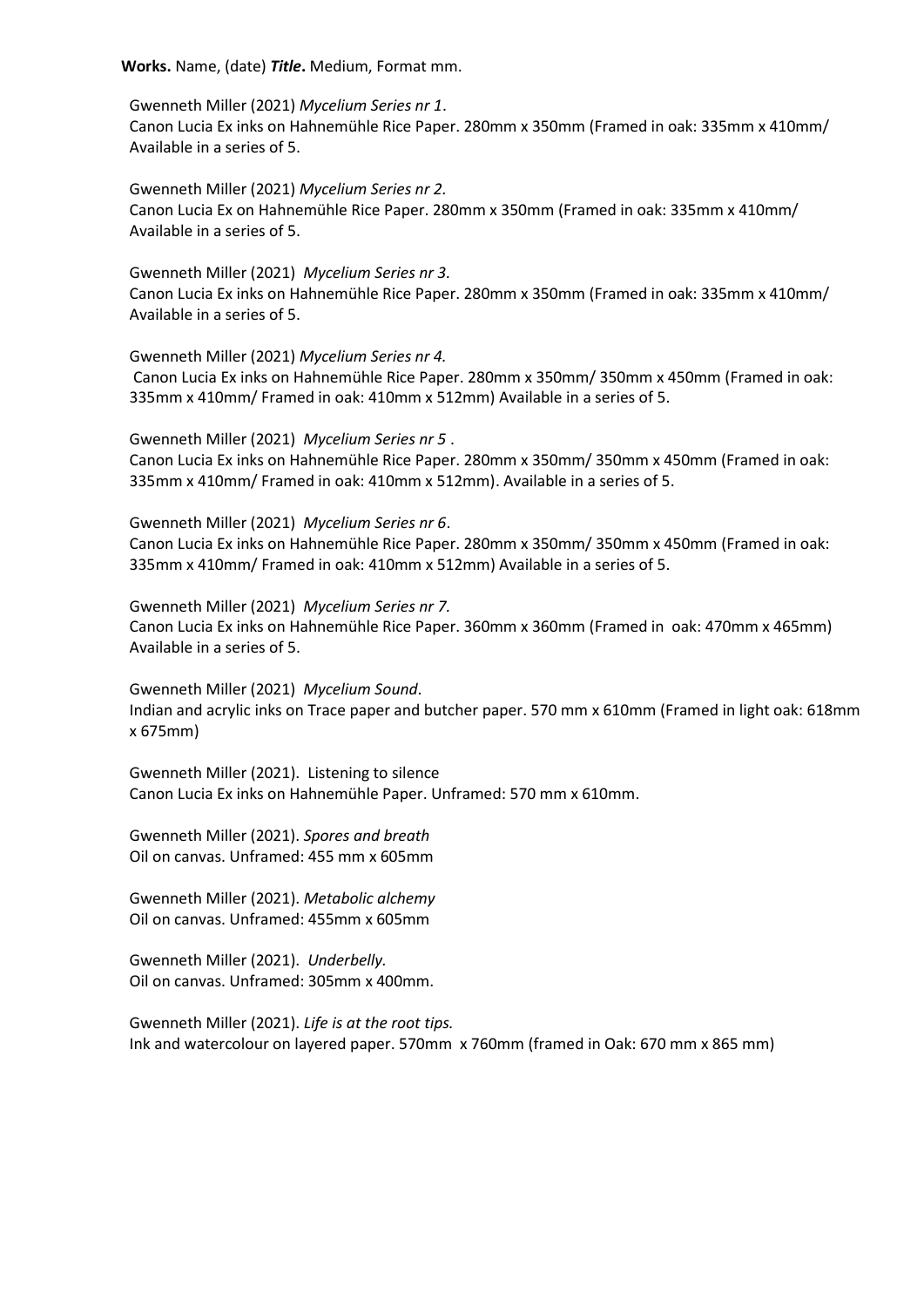**Works.** Name, (date) ***Title*.** Medium, Format mm.

Gwenneth Miller (2021) *Mycelium Series nr 1*.
Canon Lucia Ex inks on Hahnemühle Rice Paper. 280mm x 350mm (Framed in oak: 335mm x 410mm/ Available in a series of 5.

Gwenneth Miller (2021) *Mycelium Series nr 2.*
Canon Lucia Ex on Hahnemühle Rice Paper. 280mm x 350mm (Framed in oak: 335mm x 410mm/ Available in a series of 5.

Gwenneth Miller (2021) *Mycelium Series nr 3.*
Canon Lucia Ex inks on Hahnemühle Rice Paper. 280mm x 350mm (Framed in oak: 335mm x 410mm/ Available in a series of 5.

Gwenneth Miller (2021) *Mycelium Series nr 4.*
Canon Lucia Ex inks on Hahnemühle Rice Paper. 280mm x 350mm/ 350mm x 450mm (Framed in oak: 335mm x 410mm/ Framed in oak: 410mm x 512mm) Available in a series of 5.

Gwenneth Miller (2021) *Mycelium Series nr 5* .
Canon Lucia Ex inks on Hahnemühle Rice Paper. 280mm x 350mm/ 350mm x 450mm (Framed in oak: 335mm x 410mm/ Framed in oak: 410mm x 512mm). Available in a series of 5.

Gwenneth Miller (2021) *Mycelium Series nr 6*.
Canon Lucia Ex inks on Hahnemühle Rice Paper. 280mm x 350mm/ 350mm x 450mm (Framed in oak: 335mm x 410mm/ Framed in oak: 410mm x 512mm) Available in a series of 5.

Gwenneth Miller (2021) *Mycelium Series nr 7.*
Canon Lucia Ex inks on Hahnemühle Rice Paper. 360mm x 360mm (Framed in oak: 470mm x 465mm) Available in a series of 5.

Gwenneth Miller (2021) *Mycelium Sound*.
Indian and acrylic inks on Trace paper and butcher paper. 570 mm x 610mm (Framed in light oak: 618mm x 675mm)

Gwenneth Miller (2021). Listening to silence
Canon Lucia Ex inks on Hahnemühle Paper. Unframed: 570 mm x 610mm.

Gwenneth Miller (2021). *Spores and breath*
Oil on canvas. Unframed: 455 mm x 605mm

Gwenneth Miller (2021). *Metabolic alchemy*
Oil on canvas. Unframed: 455mm x 605mm

Gwenneth Miller (2021). *Underbelly.*
Oil on canvas. Unframed: 305mm x 400mm.

Gwenneth Miller (2021). *Life is at the root tips.*
Ink and watercolour on layered paper. 570mm x 760mm (framed in Oak: 670 mm x 865 mm)